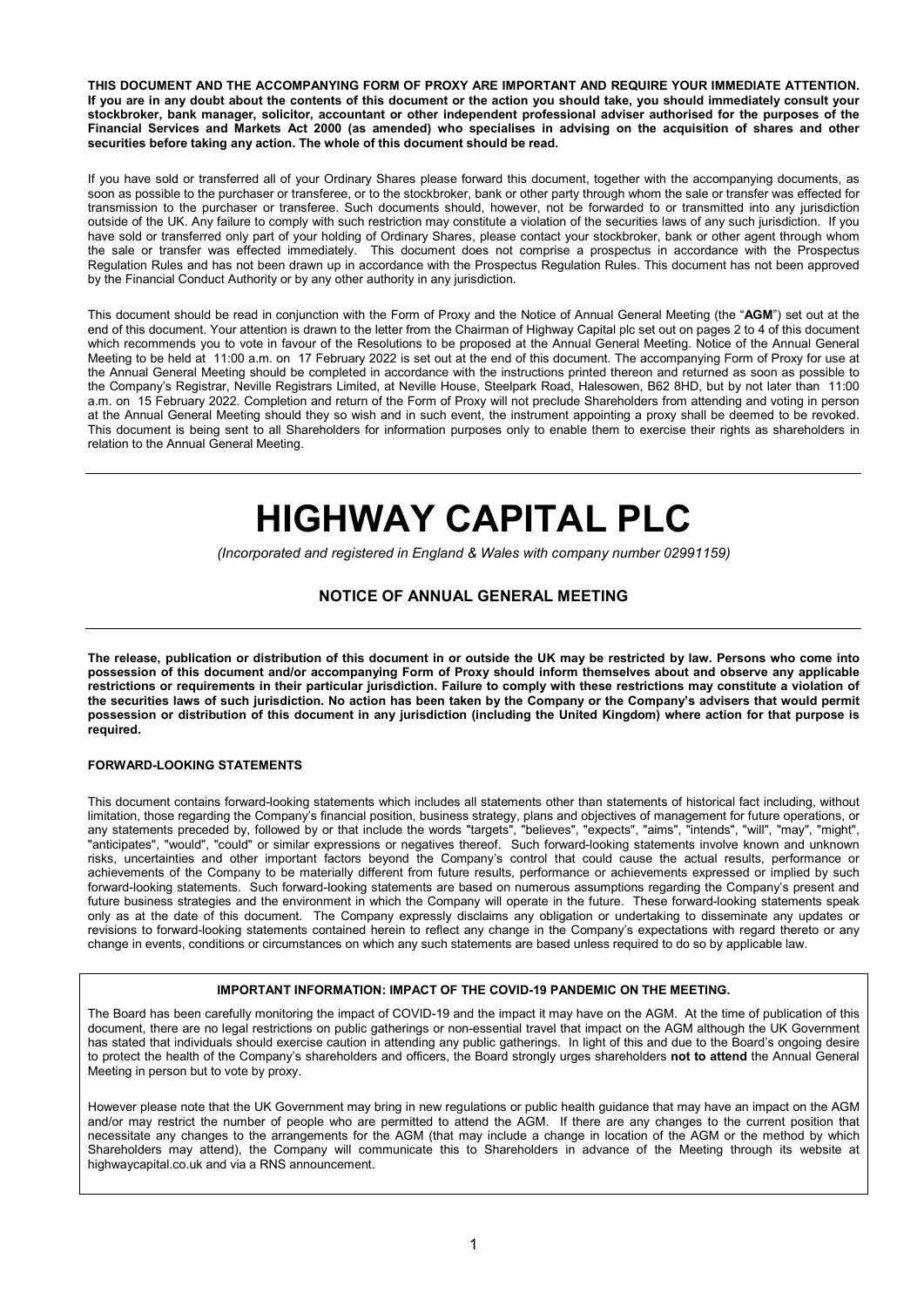**THIS DOCUMENT AND THE ACCOMPANYING FORM OF PROXY ARE IMPORTANT AND REQUIRE YOUR IMMEDIATE ATTENTION. If you are in any doubt about the contents of this document or the action you should take, you should immediately consult your stockbroker, bank manager, solicitor, accountant or other independent professional adviser authorised for the purposes of the Financial Services and Markets Act 2000 (as amended) who specialises in advising on the acquisition of shares and other securities before taking any action. The whole of this document should be read.**

If you have sold or transferred all of your Ordinary Shares please forward this document, together with the accompanying documents, as soon as possible to the purchaser or transferee, or to the stockbroker, bank or other party through whom the sale or transfer was effected for transmission to the purchaser or transferee. Such documents should, however, not be forwarded to or transmitted into any jurisdiction outside of the UK. Any failure to comply with such restriction may constitute a violation of the securities laws of any such jurisdiction. If you have sold or transferred only part of your holding of Ordinary Shares, please contact your stockbroker, bank or other agent through whom the sale or transfer was effected immediately. This document does not comprise a prospectus in accordance with the Prospectus Regulation Rules and has not been drawn up in accordance with the Prospectus Regulation Rules. This document has not been approved by the Financial Conduct Authority or by any other authority in any jurisdiction.

This document should be read in conjunction with the Form of Proxy and the Notice of Annual General Meeting (the "**AGM**") set out at the end of this document. Your attention is drawn to the letter from the Chairman of Highway Capital plc set out on pages 2 to 4 of this document which recommends you to vote in favour of the Resolutions to be proposed at the Annual General Meeting. Notice of the Annual General Meeting to be held at 11:00 a.m. on 17 February 2022 is set out at the end of this document. The accompanying Form of Proxy for use at the Annual General Meeting should be completed in accordance with the instructions printed thereon and returned as soon as possible to the Company's Registrar, Neville Registrars Limited, at Neville House, Steelpark Road, Halesowen, B62 8HD, but by not later than 11:00 a.m. on 15 February 2022. Completion and return of the Form of Proxy will not preclude Shareholders from attending and voting in person at the Annual General Meeting should they so wish and in such event, the instrument appointing a proxy shall be deemed to be revoked. This document is being sent to all Shareholders for information purposes only to enable them to exercise their rights as shareholders in relation to the Annual General Meeting.

# HIGHWAY CAPITAL PLC

*(Incorporated and registered in England & Wales with company number 02991159)*

## NOTICE OF ANNUAL GENERAL MEETING

**The release, publication or distribution of this document in or outside the UK may be restricted by law. Persons who come into possession of this document and/or accompanying Form of Proxy should inform themselves about and observe any applicable restrictions or requirements in their particular jurisdiction. Failure to comply with these restrictions may constitute a violation of the securities laws of such jurisdiction. No action has been taken by the Company or the Company's advisers that would permit possession or distribution of this document in any jurisdiction (including the United Kingdom) where action for that purpose is required.**

### FORWARD-LOOKING STATEMENTS

This document contains forward-looking statements which includes all statements other than statements of historical fact including, without limitation, those regarding the Company's financial position, business strategy, plans and objectives of management for future operations, or any statements preceded by, followed by or that include the words "targets", "believes", "expects", "aims", "intends", "will", "may", "might", "anticipates", "would", "could" or similar expressions or negatives thereof. Such forward-looking statements involve known and unknown risks, uncertainties and other important factors beyond the Company's control that could cause the actual results, performance or achievements of the Company to be materially different from future results, performance or achievements expressed or implied by such forward-looking statements. Such forward-looking statements are based on numerous assumptions regarding the Company's present and future business strategies and the environment in which the Company will operate in the future. These forward-looking statements speak only as at the date of this document. The Company expressly disclaims any obligation or undertaking to disseminate any updates or revisions to forward-looking statements contained herein to reflect any change in the Company's expectations with regard thereto or any change in events, conditions or circumstances on which any such statements are based unless required to do so by applicable law.

### IMPORTANT INFORMATION: IMPACT OF THE COVID-19 PANDEMIC ON THE MEETING.

The Board has been carefully monitoring the impact of COVID-19 and the impact it may have on the AGM. At the time of publication of this document, there are no legal restrictions on public gatherings or non-essential travel that impact on the AGM although the UK Government has stated that individuals should exercise caution in attending any public gatherings. In light of this and due to the Board's ongoing desire to protect the health of the Company's shareholders and officers, the Board strongly urges shareholders **not to attend** the Annual General Meeting in person but to vote by proxy.

However please note that the UK Government may bring in new regulations or public health guidance that may have an impact on the AGM and/or may restrict the number of people who are permitted to attend the AGM. If there are any changes to the current position that necessitate any changes to the arrangements for the AGM (that may include a change in location of the AGM or the method by which Shareholders may attend), the Company will communicate this to Shareholders in advance of the Meeting through its website at highwaycapital.co.uk and via a RNS announcement.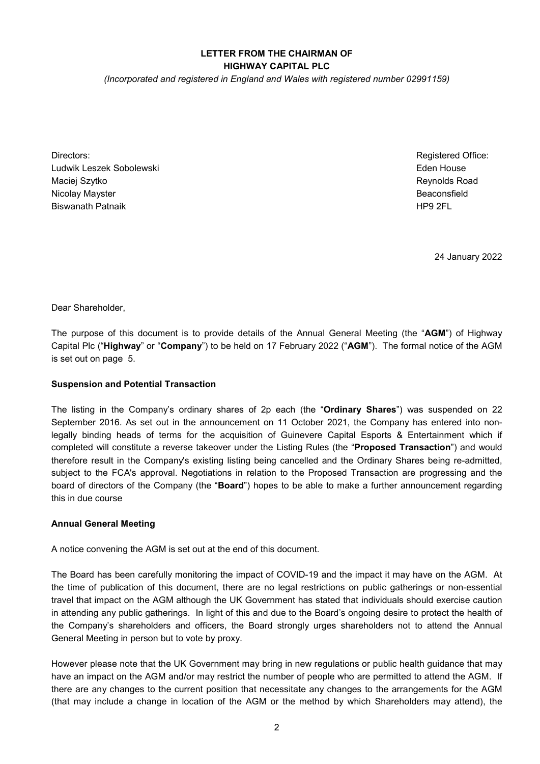**LETTER FROM THE CHAIRMAN OF HIGHWAY CAPITAL PLC**

*(Incorporated and registered in England and Wales with registered number 02991159)*

| Directors: | Registered Office: |
| --- | --- |
| Ludwik Leszek Sobolewski | Eden House |
| Maciej Szytko | Reynolds Road |
| Nicolay Mayster | Beaconsfield |
| Biswanath Patnaik | HP9 2FL |

24 January 2022

Dear Shareholder,

The purpose of this document is to provide details of the Annual General Meeting (the "**AGM**") of Highway Capital Plc ("**Highway**" or "**Company**") to be held on 17 February 2022 ("**AGM**"). The formal notice of the AGM is set out on page 5.

**Suspension and Potential Transaction**

The listing in the Company's ordinary shares of 2p each (the "**Ordinary Shares**") was suspended on 22 September 2016. As set out in the announcement on 11 October 2021, the Company has entered into non-legally binding heads of terms for the acquisition of Guinevere Capital Esports & Entertainment which if completed will constitute a reverse takeover under the Listing Rules (the "**Proposed Transaction**") and would therefore result in the Company's existing listing being cancelled and the Ordinary Shares being re-admitted, subject to the FCA's approval. Negotiations in relation to the Proposed Transaction are progressing and the board of directors of the Company (the "**Board**") hopes to be able to make a further announcement regarding this in due course

**Annual General Meeting**

A notice convening the AGM is set out at the end of this document.

The Board has been carefully monitoring the impact of COVID-19 and the impact it may have on the AGM. At the time of publication of this document, there are no legal restrictions on public gatherings or non-essential travel that impact on the AGM although the UK Government has stated that individuals should exercise caution in attending any public gatherings. In light of this and due to the Board's ongoing desire to protect the health of the Company's shareholders and officers, the Board strongly urges shareholders not to attend the Annual General Meeting in person but to vote by proxy.

However please note that the UK Government may bring in new regulations or public health guidance that may have an impact on the AGM and/or may restrict the number of people who are permitted to attend the AGM. If there are any changes to the current position that necessitate any changes to the arrangements for the AGM (that may include a change in location of the AGM or the method by which Shareholders may attend), the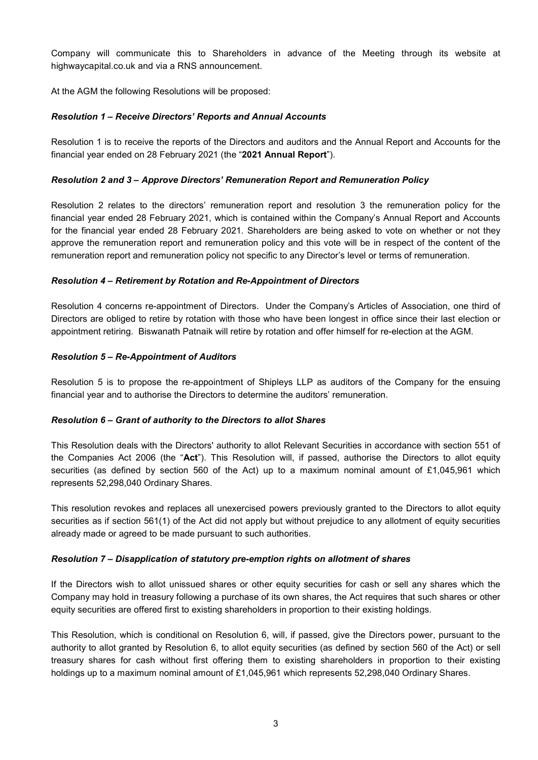Company will communicate this to Shareholders in advance of the Meeting through its website at highwaycapital.co.uk and via a RNS announcement.

At the AGM the following Resolutions will be proposed:

***Resolution 1 – Receive Directors' Reports and Annual Accounts***

Resolution 1 is to receive the reports of the Directors and auditors and the Annual Report and Accounts for the financial year ended on 28 February 2021 (the "**2021 Annual Report**").

***Resolution 2 and 3 – Approve Directors' Remuneration Report and Remuneration Policy***

Resolution 2 relates to the directors' remuneration report and resolution 3 the remuneration policy for the financial year ended 28 February 2021, which is contained within the Company's Annual Report and Accounts for the financial year ended 28 February 2021. Shareholders are being asked to vote on whether or not they approve the remuneration report and remuneration policy and this vote will be in respect of the content of the remuneration report and remuneration policy not specific to any Director's level or terms of remuneration.

***Resolution 4 – Retirement by Rotation and Re-Appointment of Directors***

Resolution 4 concerns re-appointment of Directors. Under the Company's Articles of Association, one third of Directors are obliged to retire by rotation with those who have been longest in office since their last election or appointment retiring. Biswanath Patnaik will retire by rotation and offer himself for re-election at the AGM.

***Resolution 5 – Re-Appointment of Auditors***

Resolution 5 is to propose the re-appointment of Shipleys LLP as auditors of the Company for the ensuing financial year and to authorise the Directors to determine the auditors' remuneration.

***Resolution 6 – Grant of authority to the Directors to allot Shares***

This Resolution deals with the Directors' authority to allot Relevant Securities in accordance with section 551 of the Companies Act 2006 (the "**Act**"). This Resolution will, if passed, authorise the Directors to allot equity securities (as defined by section 560 of the Act) up to a maximum nominal amount of £1,045,961 which represents 52,298,040 Ordinary Shares.

This resolution revokes and replaces all unexercised powers previously granted to the Directors to allot equity securities as if section 561(1) of the Act did not apply but without prejudice to any allotment of equity securities already made or agreed to be made pursuant to such authorities.

***Resolution 7 – Disapplication of statutory pre-emption rights on allotment of shares***

If the Directors wish to allot unissued shares or other equity securities for cash or sell any shares which the Company may hold in treasury following a purchase of its own shares, the Act requires that such shares or other equity securities are offered first to existing shareholders in proportion to their existing holdings.

This Resolution, which is conditional on Resolution 6, will, if passed, give the Directors power, pursuant to the authority to allot granted by Resolution 6, to allot equity securities (as defined by section 560 of the Act) or sell treasury shares for cash without first offering them to existing shareholders in proportion to their existing holdings up to a maximum nominal amount of £1,045,961 which represents 52,298,040 Ordinary Shares.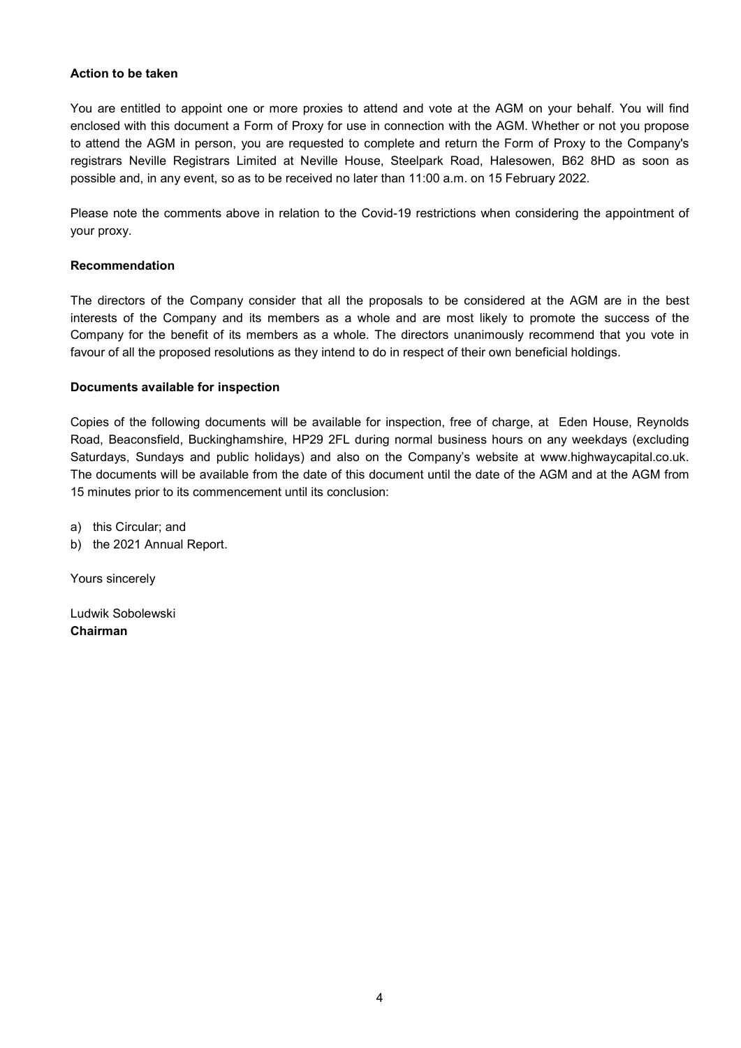**Action to be taken**

You are entitled to appoint one or more proxies to attend and vote at the AGM on your behalf. You will find enclosed with this document a Form of Proxy for use in connection with the AGM. Whether or not you propose to attend the AGM in person, you are requested to complete and return the Form of Proxy to the Company's registrars Neville Registrars Limited at Neville House, Steelpark Road, Halesowen, B62 8HD as soon as possible and, in any event, so as to be received no later than 11:00 a.m. on 15 February 2022.

Please note the comments above in relation to the Covid-19 restrictions when considering the appointment of your proxy.

**Recommendation**

The directors of the Company consider that all the proposals to be considered at the AGM are in the best interests of the Company and its members as a whole and are most likely to promote the success of the Company for the benefit of its members as a whole. The directors unanimously recommend that you vote in favour of all the proposed resolutions as they intend to do in respect of their own beneficial holdings.

**Documents available for inspection**

Copies of the following documents will be available for inspection, free of charge, at Eden House, Reynolds Road, Beaconsfield, Buckinghamshire, HP29 2FL during normal business hours on any weekdays (excluding Saturdays, Sundays and public holidays) and also on the Company's website at www.highwaycapital.co.uk. The documents will be available from the date of this document until the date of the AGM and at the AGM from 15 minutes prior to its commencement until its conclusion:

a) this Circular; and
b) the 2021 Annual Report.

Yours sincerely

Ludwik Sobolewski
**Chairman**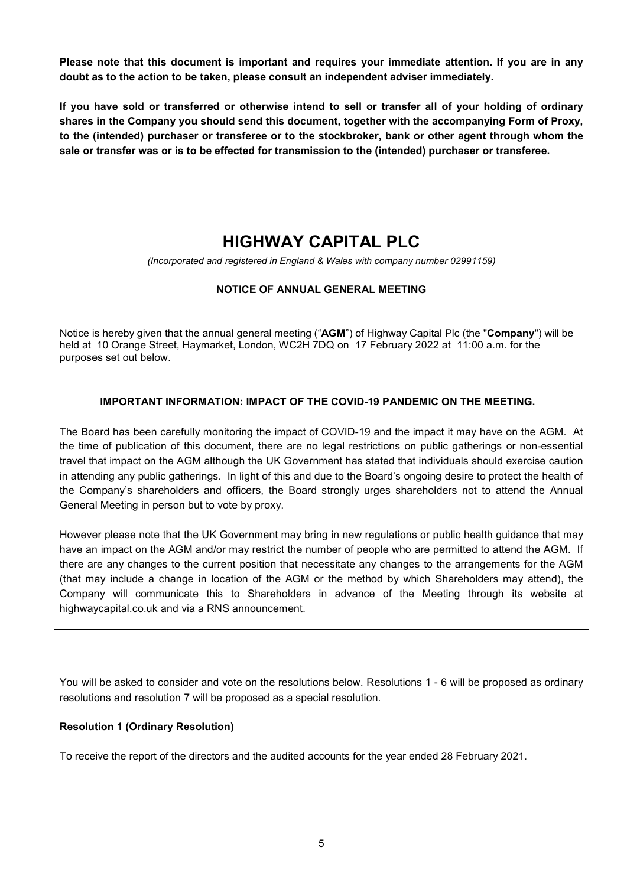**Please note that this document is important and requires your immediate attention. If you are in any doubt as to the action to be taken, please consult an independent adviser immediately.**

**If you have sold or transferred or otherwise intend to sell or transfer all of your holding of ordinary shares in the Company you should send this document, together with the accompanying Form of Proxy, to the (intended) purchaser or transferee or to the stockbroker, bank or other agent through whom the sale or transfer was or is to be effected for transmission to the (intended) purchaser or transferee.**

---

# HIGHWAY CAPITAL PLC

*(Incorporated and registered in England & Wales with company number 02991159)*

**NOTICE OF ANNUAL GENERAL MEETING**

---

Notice is hereby given that the annual general meeting ("**AGM**") of Highway Capital Plc (the "**Company**") will be held at 10 Orange Street, Haymarket, London, WC2H 7DQ on 17 February 2022 at 11:00 a.m. for the purposes set out below.

**IMPORTANT INFORMATION: IMPACT OF THE COVID-19 PANDEMIC ON THE MEETING.**

The Board has been carefully monitoring the impact of COVID-19 and the impact it may have on the AGM. At the time of publication of this document, there are no legal restrictions on public gatherings or non-essential travel that impact on the AGM although the UK Government has stated that individuals should exercise caution in attending any public gatherings. In light of this and due to the Board's ongoing desire to protect the health of the Company's shareholders and officers, the Board strongly urges shareholders not to attend the Annual General Meeting in person but to vote by proxy.

However please note that the UK Government may bring in new regulations or public health guidance that may have an impact on the AGM and/or may restrict the number of people who are permitted to attend the AGM. If there are any changes to the current position that necessitate any changes to the arrangements for the AGM (that may include a change in location of the AGM or the method by which Shareholders may attend), the Company will communicate this to Shareholders in advance of the Meeting through its website at highwaycapital.co.uk and via a RNS announcement.

You will be asked to consider and vote on the resolutions below. Resolutions 1 - 6 will be proposed as ordinary resolutions and resolution 7 will be proposed as a special resolution.

**Resolution 1 (Ordinary Resolution)**

To receive the report of the directors and the audited accounts for the year ended 28 February 2021.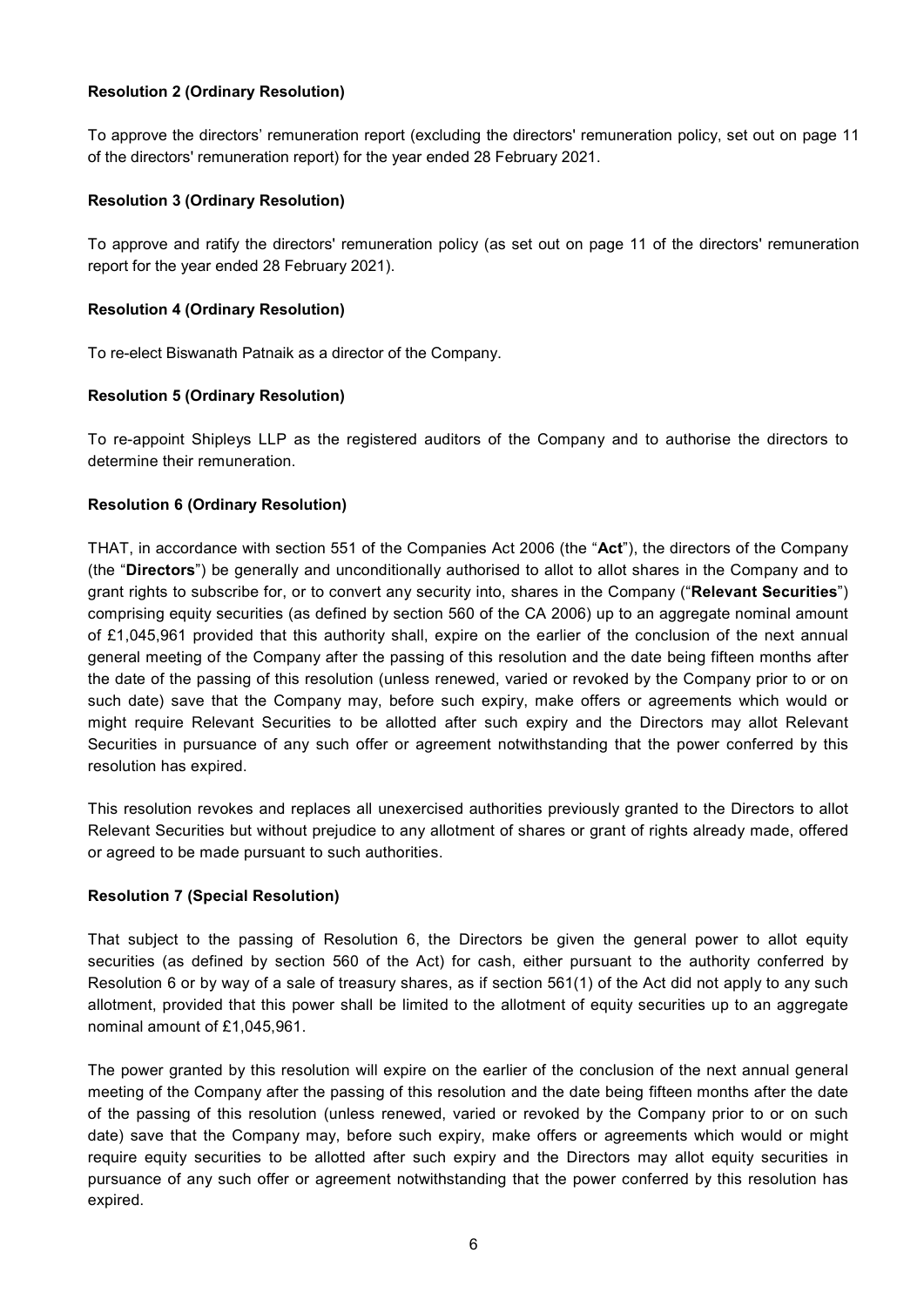**Resolution 2 (Ordinary Resolution)**

To approve the directors' remuneration report (excluding the directors' remuneration policy, set out on page 11 of the directors' remuneration report) for the year ended 28 February 2021.

**Resolution 3 (Ordinary Resolution)**

To approve and ratify the directors' remuneration policy (as set out on page 11 of the directors' remuneration report for the year ended 28 February 2021).

**Resolution 4 (Ordinary Resolution)**

To re-elect Biswanath Patnaik as a director of the Company.

**Resolution 5 (Ordinary Resolution)**

To re-appoint Shipleys LLP as the registered auditors of the Company and to authorise the directors to determine their remuneration.

**Resolution 6 (Ordinary Resolution)**

THAT, in accordance with section 551 of the Companies Act 2006 (the "**Act**"), the directors of the Company (the "**Directors**") be generally and unconditionally authorised to allot to allot shares in the Company and to grant rights to subscribe for, or to convert any security into, shares in the Company ("**Relevant Securities**") comprising equity securities (as defined by section 560 of the CA 2006) up to an aggregate nominal amount of £1,045,961 provided that this authority shall, expire on the earlier of the conclusion of the next annual general meeting of the Company after the passing of this resolution and the date being fifteen months after the date of the passing of this resolution (unless renewed, varied or revoked by the Company prior to or on such date) save that the Company may, before such expiry, make offers or agreements which would or might require Relevant Securities to be allotted after such expiry and the Directors may allot Relevant Securities in pursuance of any such offer or agreement notwithstanding that the power conferred by this resolution has expired.

This resolution revokes and replaces all unexercised authorities previously granted to the Directors to allot Relevant Securities but without prejudice to any allotment of shares or grant of rights already made, offered or agreed to be made pursuant to such authorities.

**Resolution 7 (Special Resolution)**

That subject to the passing of Resolution 6, the Directors be given the general power to allot equity securities (as defined by section 560 of the Act) for cash, either pursuant to the authority conferred by Resolution 6 or by way of a sale of treasury shares, as if section 561(1) of the Act did not apply to any such allotment, provided that this power shall be limited to the allotment of equity securities up to an aggregate nominal amount of £1,045,961.

The power granted by this resolution will expire on the earlier of the conclusion of the next annual general meeting of the Company after the passing of this resolution and the date being fifteen months after the date of the passing of this resolution (unless renewed, varied or revoked by the Company prior to or on such date) save that the Company may, before such expiry, make offers or agreements which would or might require equity securities to be allotted after such expiry and the Directors may allot equity securities in pursuance of any such offer or agreement notwithstanding that the power conferred by this resolution has expired.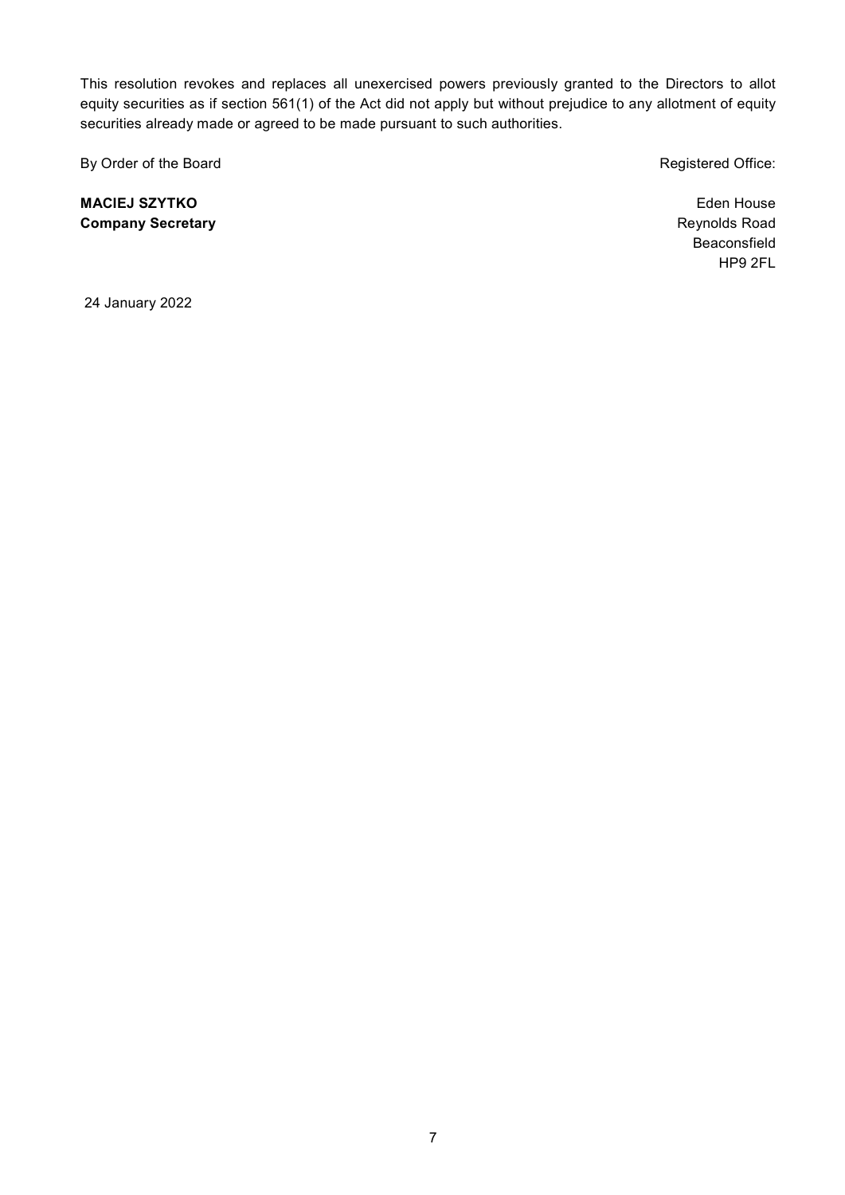This resolution revokes and replaces all unexercised powers previously granted to the Directors to allot equity securities as if section 561(1) of the Act did not apply but without prejudice to any allotment of equity securities already made or agreed to be made pursuant to such authorities.

By Order of the Board

**MACIEJ SZYTKO**
**Company Secretary**

Registered Office:

Eden House
Reynolds Road
Beaconsfield
HP9 2FL

24 January 2022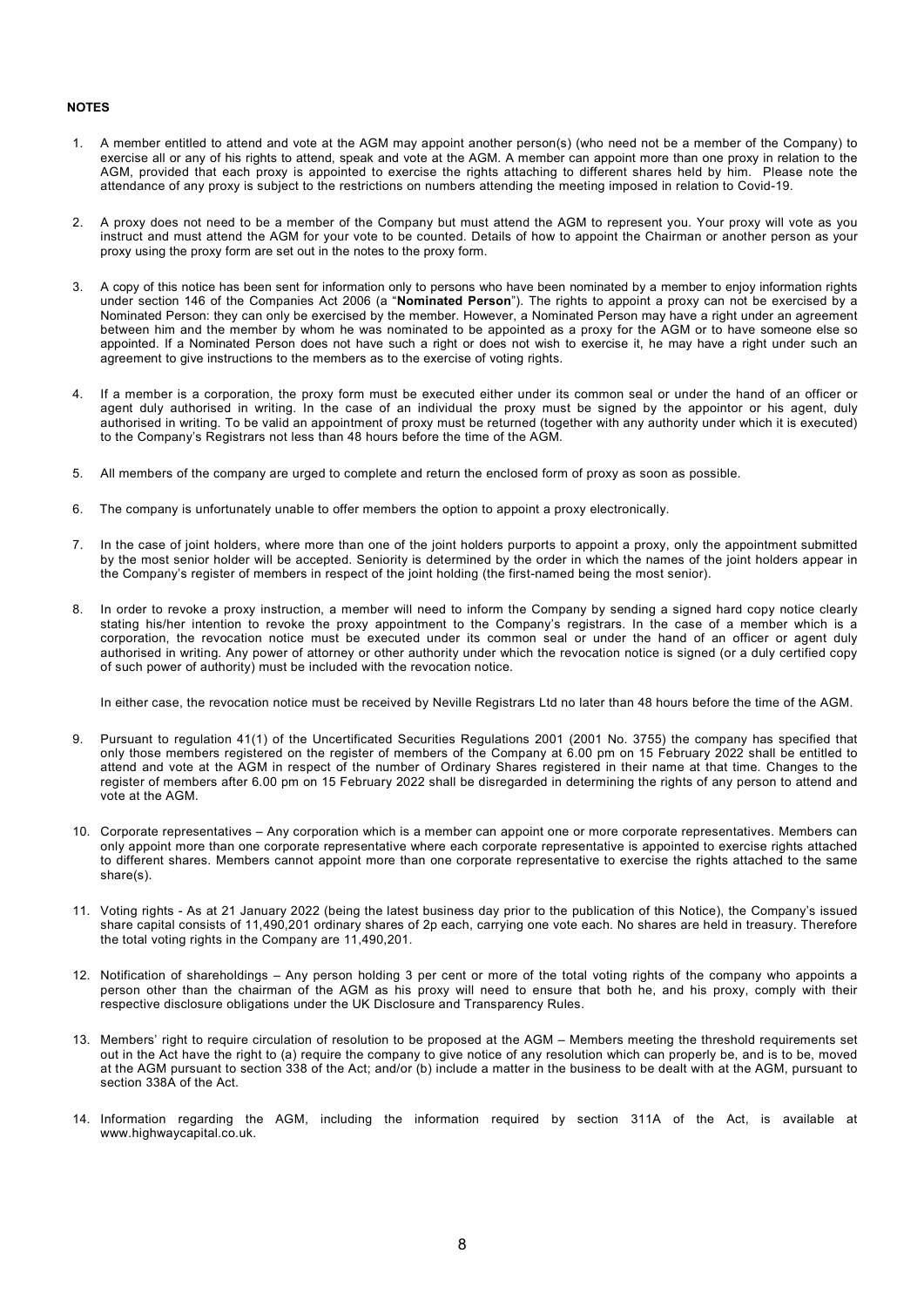**NOTES**

1. A member entitled to attend and vote at the AGM may appoint another person(s) (who need not be a member of the Company) to exercise all or any of his rights to attend, speak and vote at the AGM. A member can appoint more than one proxy in relation to the AGM, provided that each proxy is appointed to exercise the rights attaching to different shares held by him. Please note the attendance of any proxy is subject to the restrictions on numbers attending the meeting imposed in relation to Covid-19.

2. A proxy does not need to be a member of the Company but must attend the AGM to represent you. Your proxy will vote as you instruct and must attend the AGM for your vote to be counted. Details of how to appoint the Chairman or another person as your proxy using the proxy form are set out in the notes to the proxy form.

3. A copy of this notice has been sent for information only to persons who have been nominated by a member to enjoy information rights under section 146 of the Companies Act 2006 (a "**Nominated Person**"). The rights to appoint a proxy can not be exercised by a Nominated Person: they can only be exercised by the member. However, a Nominated Person may have a right under an agreement between him and the member by whom he was nominated to be appointed as a proxy for the AGM or to have someone else so appointed. If a Nominated Person does not have such a right or does not wish to exercise it, he may have a right under such an agreement to give instructions to the members as to the exercise of voting rights.

4. If a member is a corporation, the proxy form must be executed either under its common seal or under the hand of an officer or agent duly authorised in writing. In the case of an individual the proxy must be signed by the appointor or his agent, duly authorised in writing. To be valid an appointment of proxy must be returned (together with any authority under which it is executed) to the Company's Registrars not less than 48 hours before the time of the AGM.

5. All members of the company are urged to complete and return the enclosed form of proxy as soon as possible.

6. The company is unfortunately unable to offer members the option to appoint a proxy electronically.

7. In the case of joint holders, where more than one of the joint holders purports to appoint a proxy, only the appointment submitted by the most senior holder will be accepted. Seniority is determined by the order in which the names of the joint holders appear in the Company's register of members in respect of the joint holding (the first-named being the most senior).

8. In order to revoke a proxy instruction, a member will need to inform the Company by sending a signed hard copy notice clearly stating his/her intention to revoke the proxy appointment to the Company's registrars. In the case of a member which is a corporation, the revocation notice must be executed under its common seal or under the hand of an officer or agent duly authorised in writing. Any power of attorney or other authority under which the revocation notice is signed (or a duly certified copy of such power of authority) must be included with the revocation notice.

   In either case, the revocation notice must be received by Neville Registrars Ltd no later than 48 hours before the time of the AGM.

9. Pursuant to regulation 41(1) of the Uncertificated Securities Regulations 2001 (2001 No. 3755) the company has specified that only those members registered on the register of members of the Company at 6.00 pm on 15 February 2022 shall be entitled to attend and vote at the AGM in respect of the number of Ordinary Shares registered in their name at that time. Changes to the register of members after 6.00 pm on 15 February 2022 shall be disregarded in determining the rights of any person to attend and vote at the AGM.

10. Corporate representatives – Any corporation which is a member can appoint one or more corporate representatives. Members can only appoint more than one corporate representative where each corporate representative is appointed to exercise rights attached to different shares. Members cannot appoint more than one corporate representative to exercise the rights attached to the same share(s).

11. Voting rights - As at 21 January 2022 (being the latest business day prior to the publication of this Notice), the Company's issued share capital consists of 11,490,201 ordinary shares of 2p each, carrying one vote each. No shares are held in treasury. Therefore the total voting rights in the Company are 11,490,201.

12. Notification of shareholdings – Any person holding 3 per cent or more of the total voting rights of the company who appoints a person other than the chairman of the AGM as his proxy will need to ensure that both he, and his proxy, comply with their respective disclosure obligations under the UK Disclosure and Transparency Rules.

13. Members' right to require circulation of resolution to be proposed at the AGM – Members meeting the threshold requirements set out in the Act have the right to (a) require the company to give notice of any resolution which can properly be, and is to be, moved at the AGM pursuant to section 338 of the Act; and/or (b) include a matter in the business to be dealt with at the AGM, pursuant to section 338A of the Act.

14. Information regarding the AGM, including the information required by section 311A of the Act, is available at www.highwaycapital.co.uk.